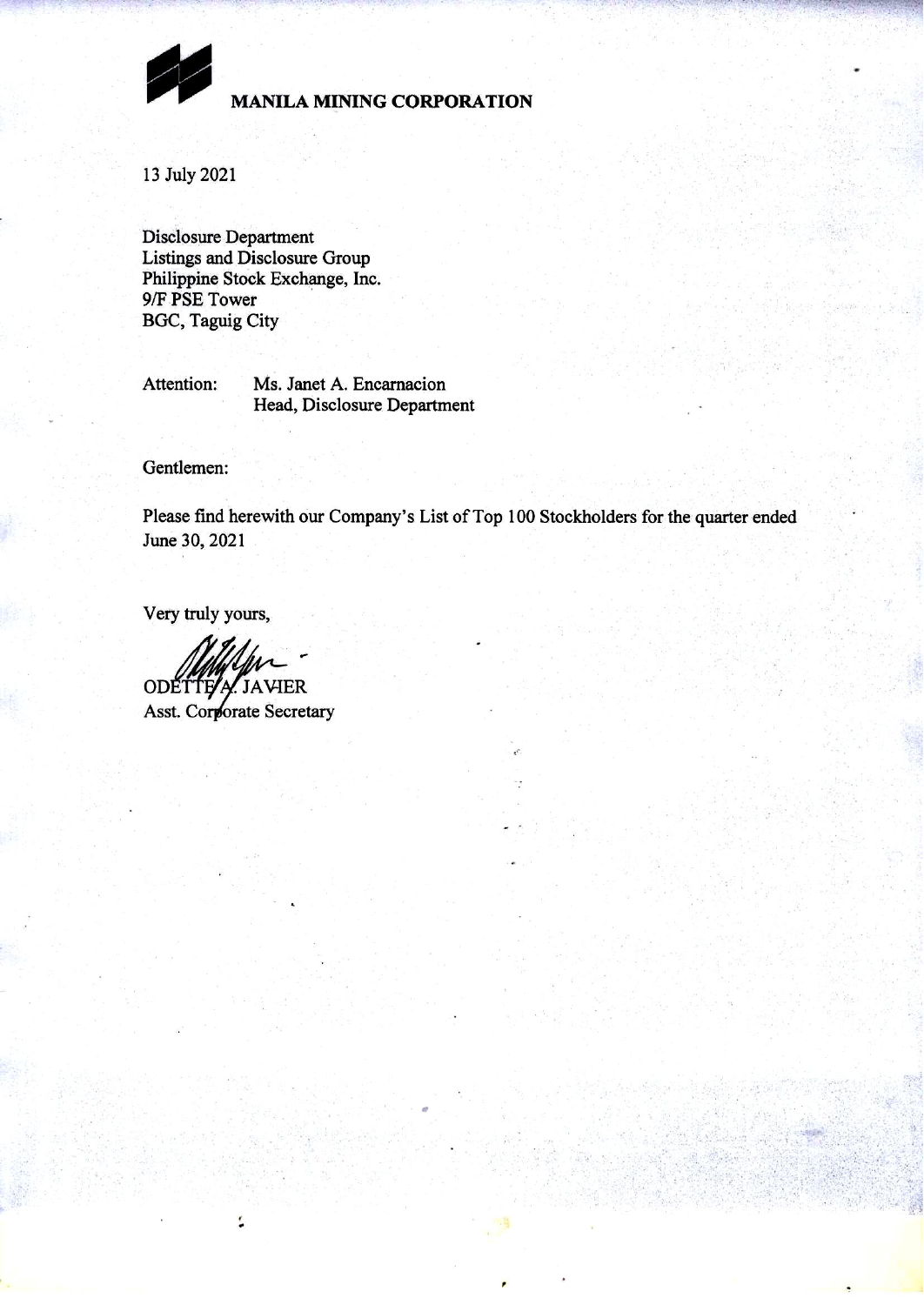**MANILA MINING CORPORATION**

13 July 2021

Disclosure Department
Listings and Disclosure Group
Philippine Stock Exchange, Inc.
9/F PSE Tower
BGC, Taguig City

Attention: Ms. Janet A. Encarnacion
Head, Disclosure Department

Gentlemen:

Please find herewith our Company's List of Top 100 Stockholders for the quarter ended June 30, 2021

Very truly yours,

ODETTE A. JAVIER
Asst. Corporate Secretary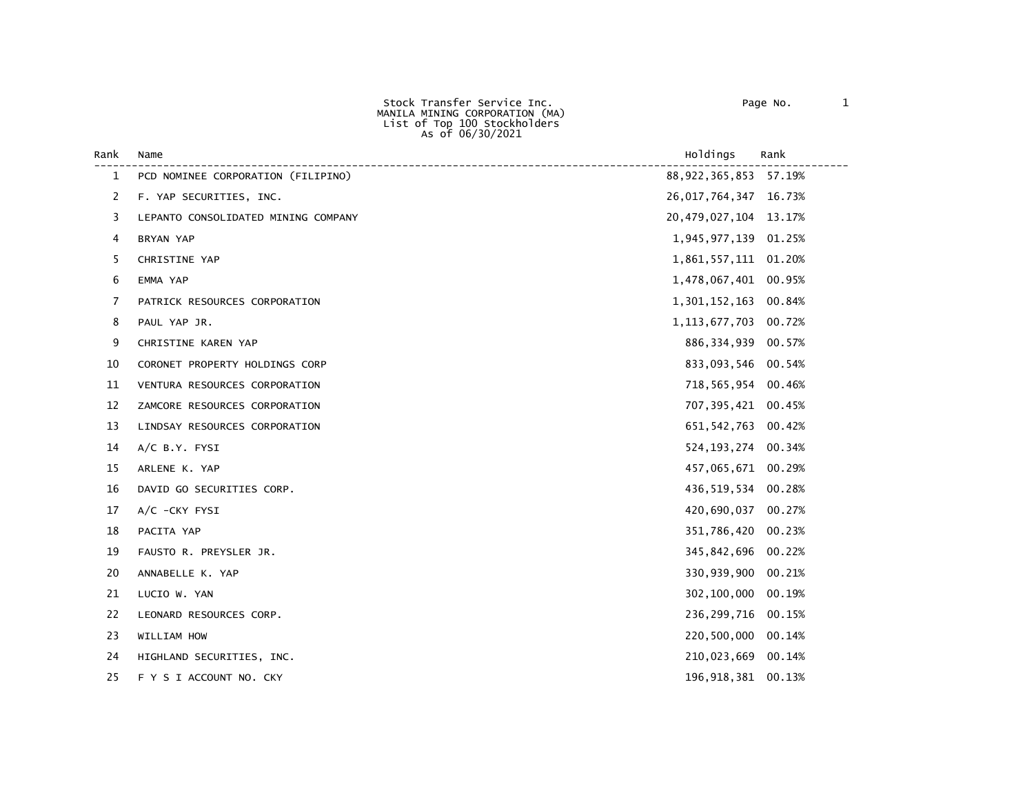Stock Transfer Service Inc.
MANILA MINING CORPORATION (MA)
List of Top 100 Stockholders
As of 06/30/2021

| Rank | Name | Holdings | Rank |
|---|---|---|---|
| 1 | PCD NOMINEE CORPORATION (FILIPINO) | 88,922,365,853 | 57.19% |
| 2 | F. YAP SECURITIES, INC. | 26,017,764,347 | 16.73% |
| 3 | LEPANTO CONSOLIDATED MINING COMPANY | 20,479,027,104 | 13.17% |
| 4 | BRYAN YAP | 1,945,977,139 | 01.25% |
| 5 | CHRISTINE YAP | 1,861,557,111 | 01.20% |
| 6 | EMMA YAP | 1,478,067,401 | 00.95% |
| 7 | PATRICK RESOURCES CORPORATION | 1,301,152,163 | 00.84% |
| 8 | PAUL YAP JR. | 1,113,677,703 | 00.72% |
| 9 | CHRISTINE KAREN YAP | 886,334,939 | 00.57% |
| 10 | CORONET PROPERTY HOLDINGS CORP | 833,093,546 | 00.54% |
| 11 | VENTURA RESOURCES CORPORATION | 718,565,954 | 00.46% |
| 12 | ZAMCORE RESOURCES CORPORATION | 707,395,421 | 00.45% |
| 13 | LINDSAY RESOURCES CORPORATION | 651,542,763 | 00.42% |
| 14 | A/C B.Y. FYSI | 524,193,274 | 00.34% |
| 15 | ARLENE K. YAP | 457,065,671 | 00.29% |
| 16 | DAVID GO SECURITIES CORP. | 436,519,534 | 00.28% |
| 17 | A/C -CKY FYSI | 420,690,037 | 00.27% |
| 18 | PACITA YAP | 351,786,420 | 00.23% |
| 19 | FAUSTO R. PREYSLER JR. | 345,842,696 | 00.22% |
| 20 | ANNABELLE K. YAP | 330,939,900 | 00.21% |
| 21 | LUCIO W. YAN | 302,100,000 | 00.19% |
| 22 | LEONARD RESOURCES CORP. | 236,299,716 | 00.15% |
| 23 | WILLIAM HOW | 220,500,000 | 00.14% |
| 24 | HIGHLAND SECURITIES, INC. | 210,023,669 | 00.14% |
| 25 | F Y S I ACCOUNT NO. CKY | 196,918,381 | 00.13% |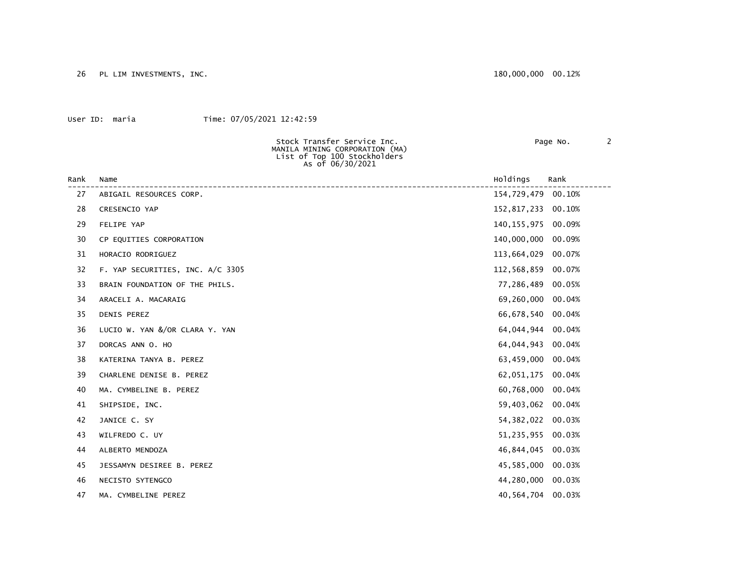| Rank | Name | Holdings | Rank |
|---|---|---|---|
| 26 | PL LIM INVESTMENTS, INC. | 180,000,000 | 00.12% |

User ID: maria Time: 07/05/2021 12:42:59

Stock Transfer Service Inc.
MANILA MINING CORPORATION (MA)
List of Top 100 Stockholders
As of 06/30/2021

| Rank | Name | Holdings | Rank |
|---|---|---|---|
| 27 | ABIGAIL RESOURCES CORP. | 154,729,479 | 00.10% |
| 28 | CRESENCIO YAP | 152,817,233 | 00.10% |
| 29 | FELIPE YAP | 140,155,975 | 00.09% |
| 30 | CP EQUITIES CORPORATION | 140,000,000 | 00.09% |
| 31 | HORACIO RODRIGUEZ | 113,664,029 | 00.07% |
| 32 | F. YAP SECURITIES, INC. A/C 3305 | 112,568,859 | 00.07% |
| 33 | BRAIN FOUNDATION OF THE PHILS. | 77,286,489 | 00.05% |
| 34 | ARACELI A. MACARAIG | 69,260,000 | 00.04% |
| 35 | DENIS PEREZ | 66,678,540 | 00.04% |
| 36 | LUCIO W. YAN &/OR CLARA Y. YAN | 64,044,944 | 00.04% |
| 37 | DORCAS ANN O. HO | 64,044,943 | 00.04% |
| 38 | KATERINA TANYA B. PEREZ | 63,459,000 | 00.04% |
| 39 | CHARLENE DENISE B. PEREZ | 62,051,175 | 00.04% |
| 40 | MA. CYMBELINE B. PEREZ | 60,768,000 | 00.04% |
| 41 | SHIPSIDE, INC. | 59,403,062 | 00.04% |
| 42 | JANICE C. SY | 54,382,022 | 00.03% |
| 43 | WILFREDO C. UY | 51,235,955 | 00.03% |
| 44 | ALBERTO MENDOZA | 46,844,045 | 00.03% |
| 45 | JESSAMYN DESIREE B. PEREZ | 45,585,000 | 00.03% |
| 46 | NECISTO SYTENGCO | 44,280,000 | 00.03% |
| 47 | MA. CYMBELINE PEREZ | 40,564,704 | 00.03% |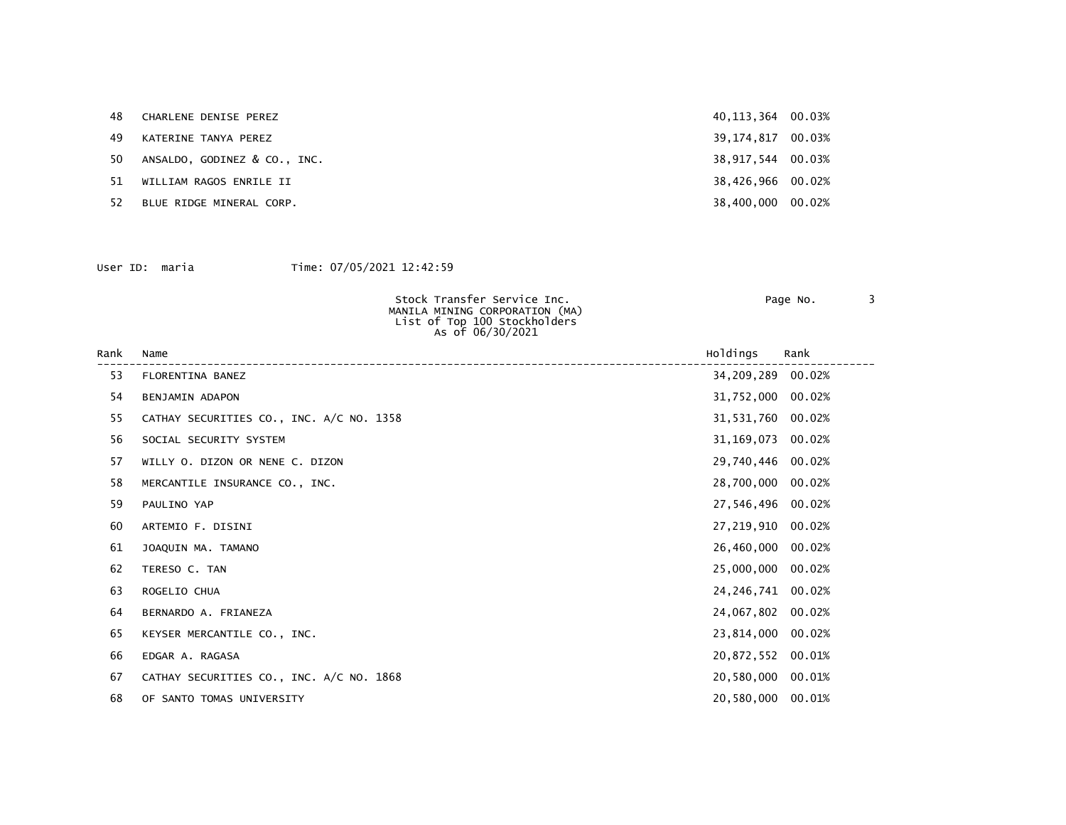| Rank | Name | Holdings | Rank |
|---|---|---|---|
| 48 | CHARLENE DENISE PEREZ | 40,113,364 | 00.03% |
| 49 | KATERINE TANYA PEREZ | 39,174,817 | 00.03% |
| 50 | ANSALDO, GODINEZ & CO., INC. | 38,917,544 | 00.03% |
| 51 | WILLIAM RAGOS ENRILE II | 38,426,966 | 00.02% |
| 52 | BLUE RIDGE MINERAL CORP. | 38,400,000 | 00.02% |

User ID: maria Time: 07/05/2021 12:42:59

Stock Transfer Service Inc.
MANILA MINING CORPORATION (MA)
List of Top 100 Stockholders
As of 06/30/2021

| Rank | Name | Holdings | Rank |
|---|---|---|---|
| 53 | FLORENTINA BANEZ | 34,209,289 | 00.02% |
| 54 | BENJAMIN ADAPON | 31,752,000 | 00.02% |
| 55 | CATHAY SECURITIES CO., INC. A/C NO. 1358 | 31,531,760 | 00.02% |
| 56 | SOCIAL SECURITY SYSTEM | 31,169,073 | 00.02% |
| 57 | WILLY O. DIZON OR NENE C. DIZON | 29,740,446 | 00.02% |
| 58 | MERCANTILE INSURANCE CO., INC. | 28,700,000 | 00.02% |
| 59 | PAULINO YAP | 27,546,496 | 00.02% |
| 60 | ARTEMIO F. DISINI | 27,219,910 | 00.02% |
| 61 | JOAQUIN MA. TAMANO | 26,460,000 | 00.02% |
| 62 | TERESO C. TAN | 25,000,000 | 00.02% |
| 63 | ROGELIO CHUA | 24,246,741 | 00.02% |
| 64 | BERNARDO A. FRIANEZA | 24,067,802 | 00.02% |
| 65 | KEYSER MERCANTILE CO., INC. | 23,814,000 | 00.02% |
| 66 | EDGAR A. RAGASA | 20,872,552 | 00.01% |
| 67 | CATHAY SECURITIES CO., INC. A/C NO. 1868 | 20,580,000 | 00.01% |
| 68 | OF SANTO TOMAS UNIVERSITY | 20,580,000 | 00.01% |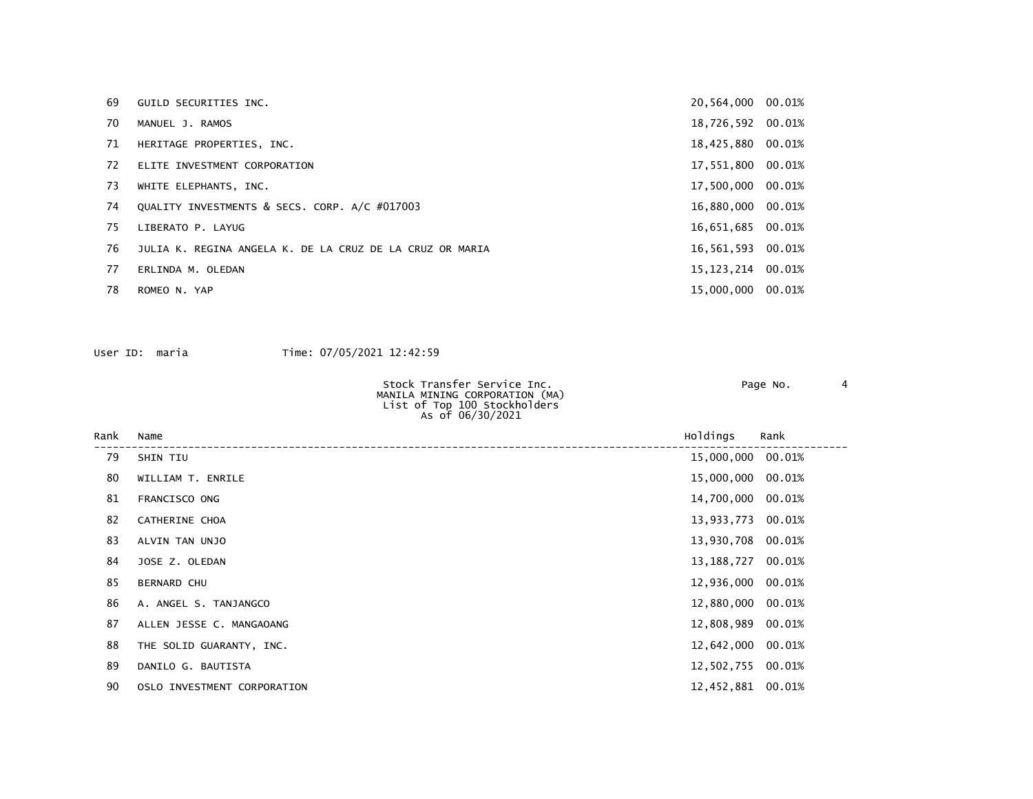| Rank | Name | Holdings | Rank |
|---|---|---|---|
| 69 | GUILD SECURITIES INC. | 20,564,000 | 00.01% |
| 70 | MANUEL J. RAMOS | 18,726,592 | 00.01% |
| 71 | HERITAGE PROPERTIES, INC. | 18,425,880 | 00.01% |
| 72 | ELITE INVESTMENT CORPORATION | 17,551,800 | 00.01% |
| 73 | WHITE ELEPHANTS, INC. | 17,500,000 | 00.01% |
| 74 | QUALITY INVESTMENTS & SECS. CORP. A/C #017003 | 16,880,000 | 00.01% |
| 75 | LIBERATO P. LAYUG | 16,651,685 | 00.01% |
| 76 | JULIA K. REGINA ANGELA K. DE LA CRUZ DE LA CRUZ OR MARIA | 16,561,593 | 00.01% |
| 77 | ERLINDA M. OLEDAN | 15,123,214 | 00.01% |
| 78 | ROMEO N. YAP | 15,000,000 | 00.01% |

User ID: maria Time: 07/05/2021 12:42:59

Stock Transfer Service Inc.
MANILA MINING CORPORATION (MA)
List of Top 100 Stockholders
As of 06/30/2021

| Rank | Name | Holdings | Rank |
|---|---|---|---|
| 79 | SHIN TIU | 15,000,000 | 00.01% |
| 80 | WILLIAM T. ENRILE | 15,000,000 | 00.01% |
| 81 | FRANCISCO ONG | 14,700,000 | 00.01% |
| 82 | CATHERINE CHOA | 13,933,773 | 00.01% |
| 83 | ALVIN TAN UNJO | 13,930,708 | 00.01% |
| 84 | JOSE Z. OLEDAN | 13,188,727 | 00.01% |
| 85 | BERNARD CHU | 12,936,000 | 00.01% |
| 86 | A. ANGEL S. TANJANGCO | 12,880,000 | 00.01% |
| 87 | ALLEN JESSE C. MANGAOANG | 12,808,989 | 00.01% |
| 88 | THE SOLID GUARANTY, INC. | 12,642,000 | 00.01% |
| 89 | DANILO G. BAUTISTA | 12,502,755 | 00.01% |
| 90 | OSLO INVESTMENT CORPORATION | 12,452,881 | 00.01% |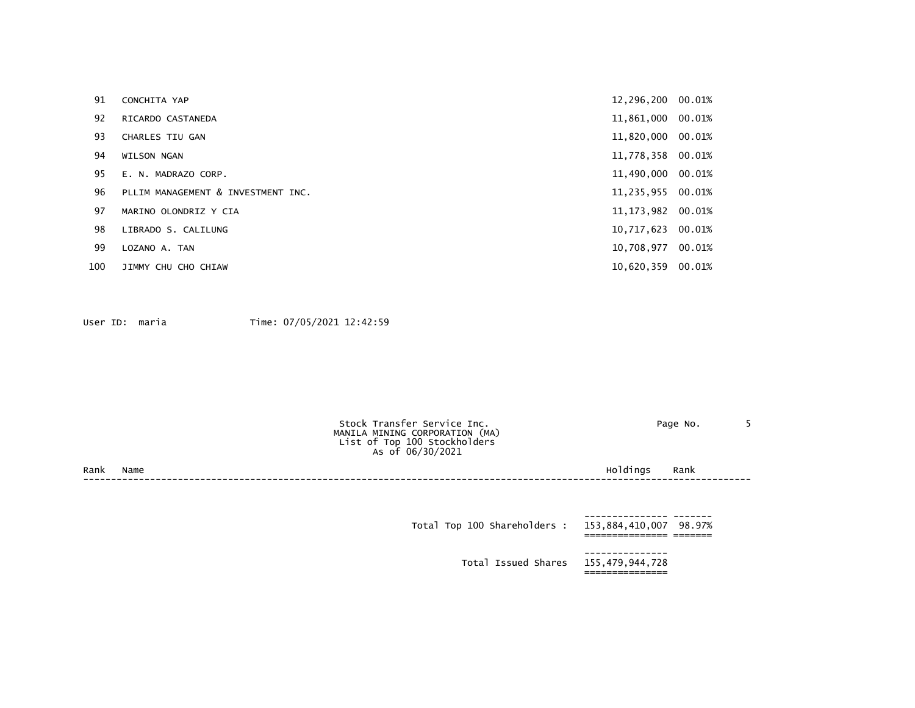| Rank | Name | Holdings | Rank |
|---|---|---|---|
| 91 | CONCHITA YAP | 12,296,200 | 00.01% |
| 92 | RICARDO CASTANEDA | 11,861,000 | 00.01% |
| 93 | CHARLES TIU GAN | 11,820,000 | 00.01% |
| 94 | WILSON NGAN | 11,778,358 | 00.01% |
| 95 | E. N. MADRAZO CORP. | 11,490,000 | 00.01% |
| 96 | PLLIM MANAGEMENT & INVESTMENT INC. | 11,235,955 | 00.01% |
| 97 | MARINO OLONDRIZ Y CIA | 11,173,982 | 00.01% |
| 98 | LIBRADO S. CALILUNG | 10,717,623 | 00.01% |
| 99 | LOZANO A. TAN | 10,708,977 | 00.01% |
| 100 | JIMMY CHU CHO CHIAW | 10,620,359 | 00.01% |

User ID: maria Time: 07/05/2021 12:42:59

Stock Transfer Service Inc.
MANILA MINING CORPORATION (MA)
List of Top 100 Stockholders
As of 06/30/2021

| Rank | Name | Holdings | Rank |
|---|---|---|---|
| | Total Top 100 Shareholders : | 153,884,410,007 | 98.97% |
| | Total Issued Shares | 155,479,944,728 | |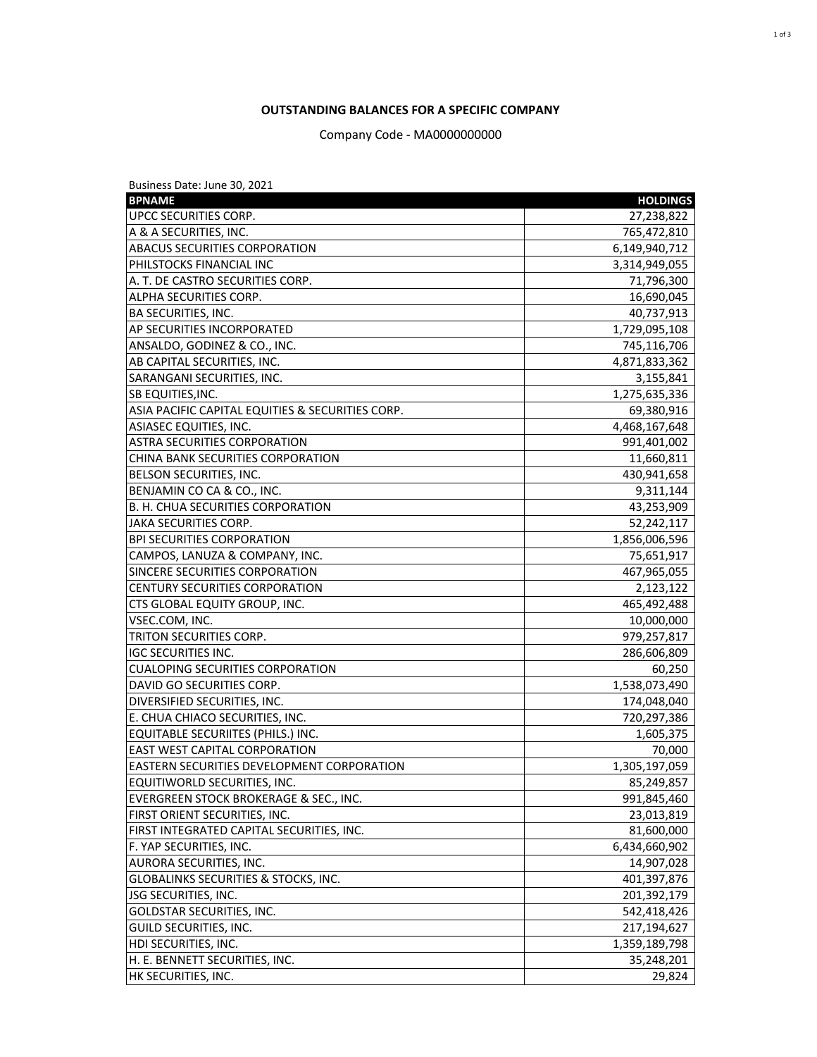**OUTSTANDING BALANCES FOR A SPECIFIC COMPANY**

Company Code - MA0000000000

Business Date: June 30, 2021

| BPNAME | HOLDINGS |
|---|---:|
| UPCC SECURITIES CORP. | 27,238,822 |
| A & A SECURITIES, INC. | 765,472,810 |
| ABACUS SECURITIES CORPORATION | 6,149,940,712 |
| PHILSTOCKS FINANCIAL INC | 3,314,949,055 |
| A. T. DE CASTRO SECURITIES CORP. | 71,796,300 |
| ALPHA SECURITIES CORP. | 16,690,045 |
| BA SECURITIES, INC. | 40,737,913 |
| AP SECURITIES INCORPORATED | 1,729,095,108 |
| ANSALDO, GODINEZ & CO., INC. | 745,116,706 |
| AB CAPITAL SECURITIES, INC. | 4,871,833,362 |
| SARANGANI SECURITIES, INC. | 3,155,841 |
| SB EQUITIES,INC. | 1,275,635,336 |
| ASIA PACIFIC CAPITAL EQUITIES & SECURITIES CORP. | 69,380,916 |
| ASIASEC EQUITIES, INC. | 4,468,167,648 |
| ASTRA SECURITIES CORPORATION | 991,401,002 |
| CHINA BANK SECURITIES CORPORATION | 11,660,811 |
| BELSON SECURITIES, INC. | 430,941,658 |
| BENJAMIN CO CA & CO., INC. | 9,311,144 |
| B. H. CHUA SECURITIES CORPORATION | 43,253,909 |
| JAKA SECURITIES CORP. | 52,242,117 |
| BPI SECURITIES CORPORATION | 1,856,006,596 |
| CAMPOS, LANUZA & COMPANY, INC. | 75,651,917 |
| SINCERE SECURITIES CORPORATION | 467,965,055 |
| CENTURY SECURITIES CORPORATION | 2,123,122 |
| CTS GLOBAL EQUITY GROUP, INC. | 465,492,488 |
| VSEC.COM, INC. | 10,000,000 |
| TRITON SECURITIES CORP. | 979,257,817 |
| IGC SECURITIES INC. | 286,606,809 |
| CUALOPING SECURITIES CORPORATION | 60,250 |
| DAVID GO SECURITIES CORP. | 1,538,073,490 |
| DIVERSIFIED SECURITIES, INC. | 174,048,040 |
| E. CHUA CHIACO SECURITIES, INC. | 720,297,386 |
| EQUITABLE SECURIITES (PHILS.) INC. | 1,605,375 |
| EAST WEST CAPITAL CORPORATION | 70,000 |
| EASTERN SECURITIES DEVELOPMENT CORPORATION | 1,305,197,059 |
| EQUITIWORLD SECURITIES, INC. | 85,249,857 |
| EVERGREEN STOCK BROKERAGE & SEC., INC. | 991,845,460 |
| FIRST ORIENT SECURITIES, INC. | 23,013,819 |
| FIRST INTEGRATED CAPITAL SECURITIES, INC. | 81,600,000 |
| F. YAP SECURITIES, INC. | 6,434,660,902 |
| AURORA SECURITIES, INC. | 14,907,028 |
| GLOBALINKS SECURITIES & STOCKS, INC. | 401,397,876 |
| JSG SECURITIES, INC. | 201,392,179 |
| GOLDSTAR SECURITIES, INC. | 542,418,426 |
| GUILD SECURITIES, INC. | 217,194,627 |
| HDI SECURITIES, INC. | 1,359,189,798 |
| H. E. BENNETT SECURITIES, INC. | 35,248,201 |
| HK SECURITIES, INC. | 29,824 |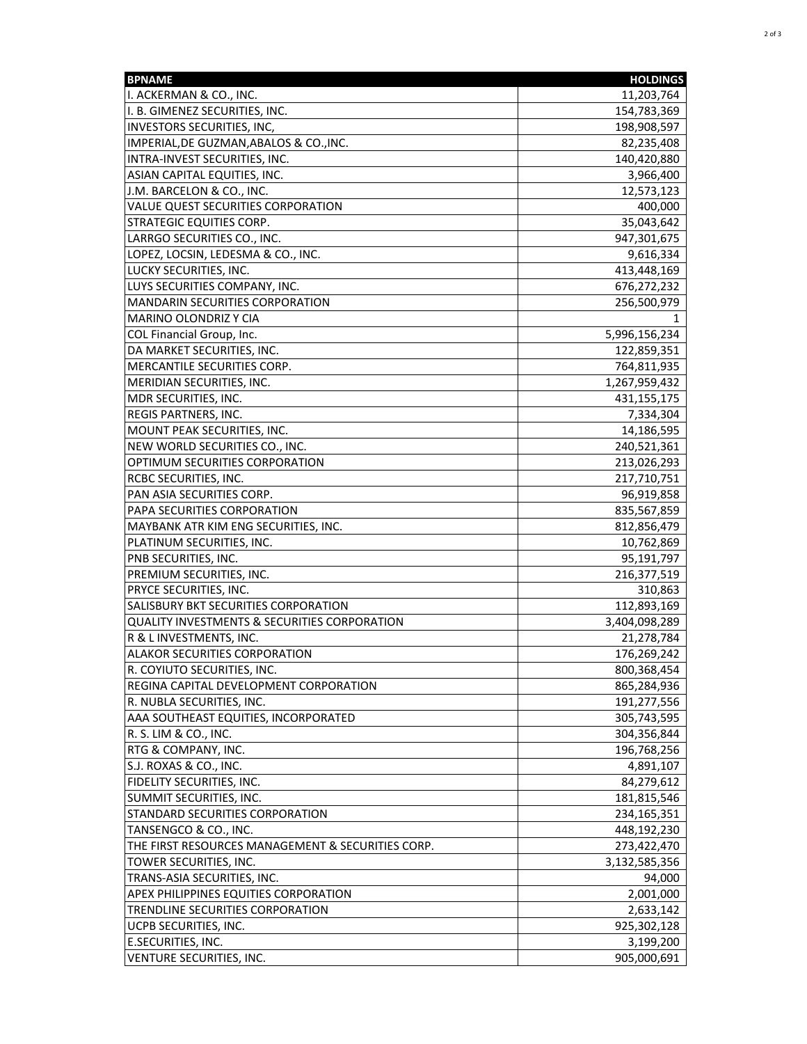| BPNAME | HOLDINGS |
|---|---:|
| I. ACKERMAN & CO., INC. | 11,203,764 |
| I. B. GIMENEZ SECURITIES, INC. | 154,783,369 |
| INVESTORS SECURITIES, INC, | 198,908,597 |
| IMPERIAL,DE GUZMAN,ABALOS & CO.,INC. | 82,235,408 |
| INTRA-INVEST SECURITIES, INC. | 140,420,880 |
| ASIAN CAPITAL EQUITIES, INC. | 3,966,400 |
| J.M. BARCELON & CO., INC. | 12,573,123 |
| VALUE QUEST SECURITIES CORPORATION | 400,000 |
| STRATEGIC EQUITIES CORP. | 35,043,642 |
| LARRGO SECURITIES CO., INC. | 947,301,675 |
| LOPEZ, LOCSIN, LEDESMA & CO., INC. | 9,616,334 |
| LUCKY SECURITIES, INC. | 413,448,169 |
| LUYS SECURITIES COMPANY, INC. | 676,272,232 |
| MANDARIN SECURITIES CORPORATION | 256,500,979 |
| MARINO OLONDRIZ Y CIA | 1 |
| COL Financial Group, Inc. | 5,996,156,234 |
| DA MARKET SECURITIES, INC. | 122,859,351 |
| MERCANTILE SECURITIES CORP. | 764,811,935 |
| MERIDIAN SECURITIES, INC. | 1,267,959,432 |
| MDR SECURITIES, INC. | 431,155,175 |
| REGIS PARTNERS, INC. | 7,334,304 |
| MOUNT PEAK SECURITIES, INC. | 14,186,595 |
| NEW WORLD SECURITIES CO., INC. | 240,521,361 |
| OPTIMUM SECURITIES CORPORATION | 213,026,293 |
| RCBC SECURITIES, INC. | 217,710,751 |
| PAN ASIA SECURITIES CORP. | 96,919,858 |
| PAPA SECURITIES CORPORATION | 835,567,859 |
| MAYBANK ATR KIM ENG SECURITIES, INC. | 812,856,479 |
| PLATINUM SECURITIES, INC. | 10,762,869 |
| PNB SECURITIES, INC. | 95,191,797 |
| PREMIUM SECURITIES, INC. | 216,377,519 |
| PRYCE SECURITIES, INC. | 310,863 |
| SALISBURY BKT SECURITIES CORPORATION | 112,893,169 |
| QUALITY INVESTMENTS & SECURITIES CORPORATION | 3,404,098,289 |
| R & L INVESTMENTS, INC. | 21,278,784 |
| ALAKOR SECURITIES CORPORATION | 176,269,242 |
| R. COYIUTO SECURITIES, INC. | 800,368,454 |
| REGINA CAPITAL DEVELOPMENT CORPORATION | 865,284,936 |
| R. NUBLA SECURITIES, INC. | 191,277,556 |
| AAA SOUTHEAST EQUITIES, INCORPORATED | 305,743,595 |
| R. S. LIM & CO., INC. | 304,356,844 |
| RTG & COMPANY, INC. | 196,768,256 |
| S.J. ROXAS & CO., INC. | 4,891,107 |
| FIDELITY SECURITIES, INC. | 84,279,612 |
| SUMMIT SECURITIES, INC. | 181,815,546 |
| STANDARD SECURITIES CORPORATION | 234,165,351 |
| TANSENGCO & CO., INC. | 448,192,230 |
| THE FIRST RESOURCES MANAGEMENT & SECURITIES CORP. | 273,422,470 |
| TOWER SECURITIES, INC. | 3,132,585,356 |
| TRANS-ASIA SECURITIES, INC. | 94,000 |
| APEX PHILIPPINES EQUITIES CORPORATION | 2,001,000 |
| TRENDLINE SECURITIES CORPORATION | 2,633,142 |
| UCPB SECURITIES, INC. | 925,302,128 |
| E.SECURITIES, INC. | 3,199,200 |
| VENTURE SECURITIES, INC. | 905,000,691 |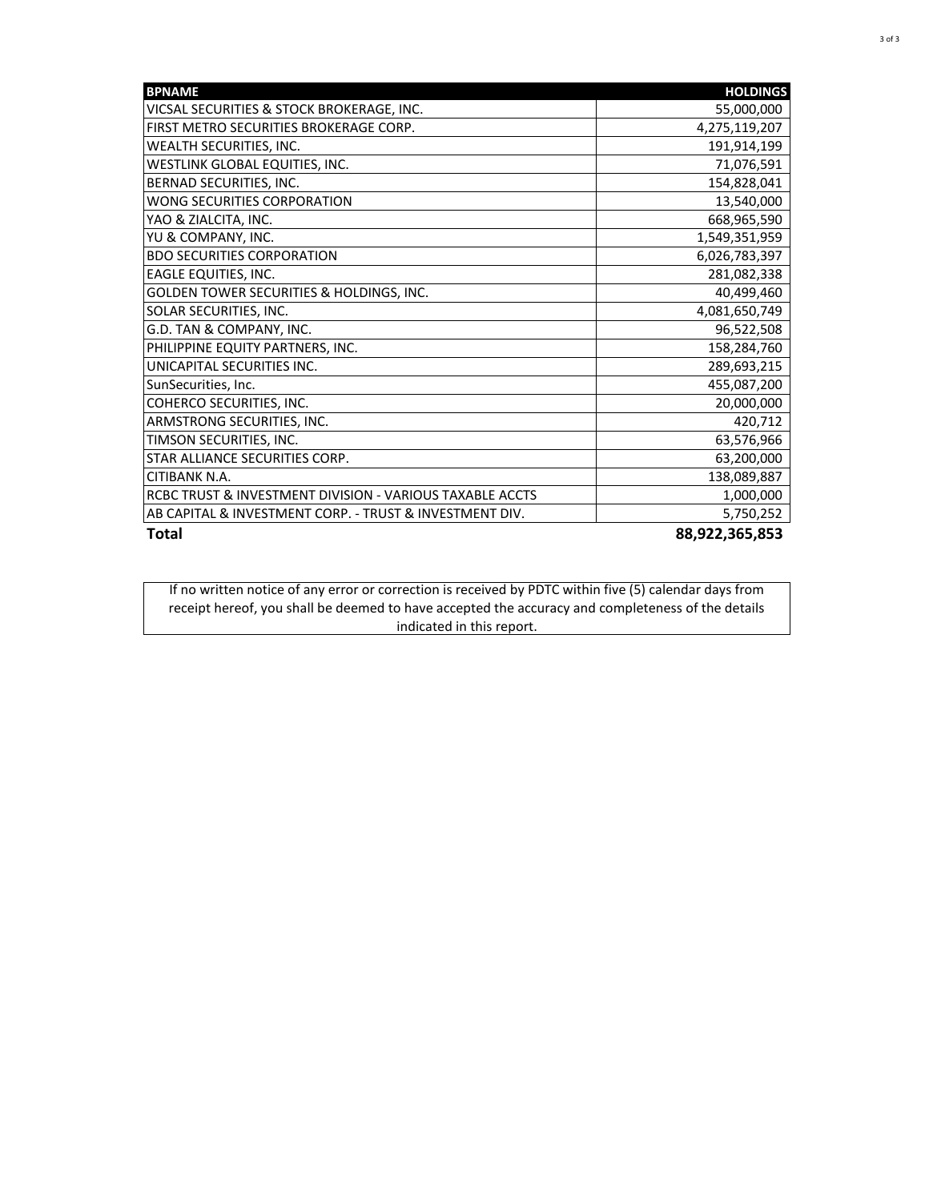| BPNAME | HOLDINGS |
|---|---|
| VICSAL SECURITIES & STOCK BROKERAGE, INC. | 55,000,000 |
| FIRST METRO SECURITIES BROKERAGE CORP. | 4,275,119,207 |
| WEALTH SECURITIES, INC. | 191,914,199 |
| WESTLINK GLOBAL EQUITIES, INC. | 71,076,591 |
| BERNAD SECURITIES, INC. | 154,828,041 |
| WONG SECURITIES CORPORATION | 13,540,000 |
| YAO & ZIALCITA, INC. | 668,965,590 |
| YU & COMPANY, INC. | 1,549,351,959 |
| BDO SECURITIES CORPORATION | 6,026,783,397 |
| EAGLE EQUITIES, INC. | 281,082,338 |
| GOLDEN TOWER SECURITIES & HOLDINGS, INC. | 40,499,460 |
| SOLAR SECURITIES, INC. | 4,081,650,749 |
| G.D. TAN & COMPANY, INC. | 96,522,508 |
| PHILIPPINE EQUITY PARTNERS, INC. | 158,284,760 |
| UNICAPITAL SECURITIES INC. | 289,693,215 |
| SunSecurities, Inc. | 455,087,200 |
| COHERCO SECURITIES, INC. | 20,000,000 |
| ARMSTRONG SECURITIES, INC. | 420,712 |
| TIMSON SECURITIES, INC. | 63,576,966 |
| STAR ALLIANCE SECURITIES CORP. | 63,200,000 |
| CITIBANK N.A. | 138,089,887 |
| RCBC TRUST & INVESTMENT DIVISION - VARIOUS TAXABLE ACCTS | 1,000,000 |
| AB CAPITAL & INVESTMENT CORP. - TRUST & INVESTMENT DIV. | 5,750,252 |
| **Total** | **88,922,365,853** |

If no written notice of any error or correction is received by PDTC within five (5) calendar days from receipt hereof, you shall be deemed to have accepted the accuracy and completeness of the details indicated in this report.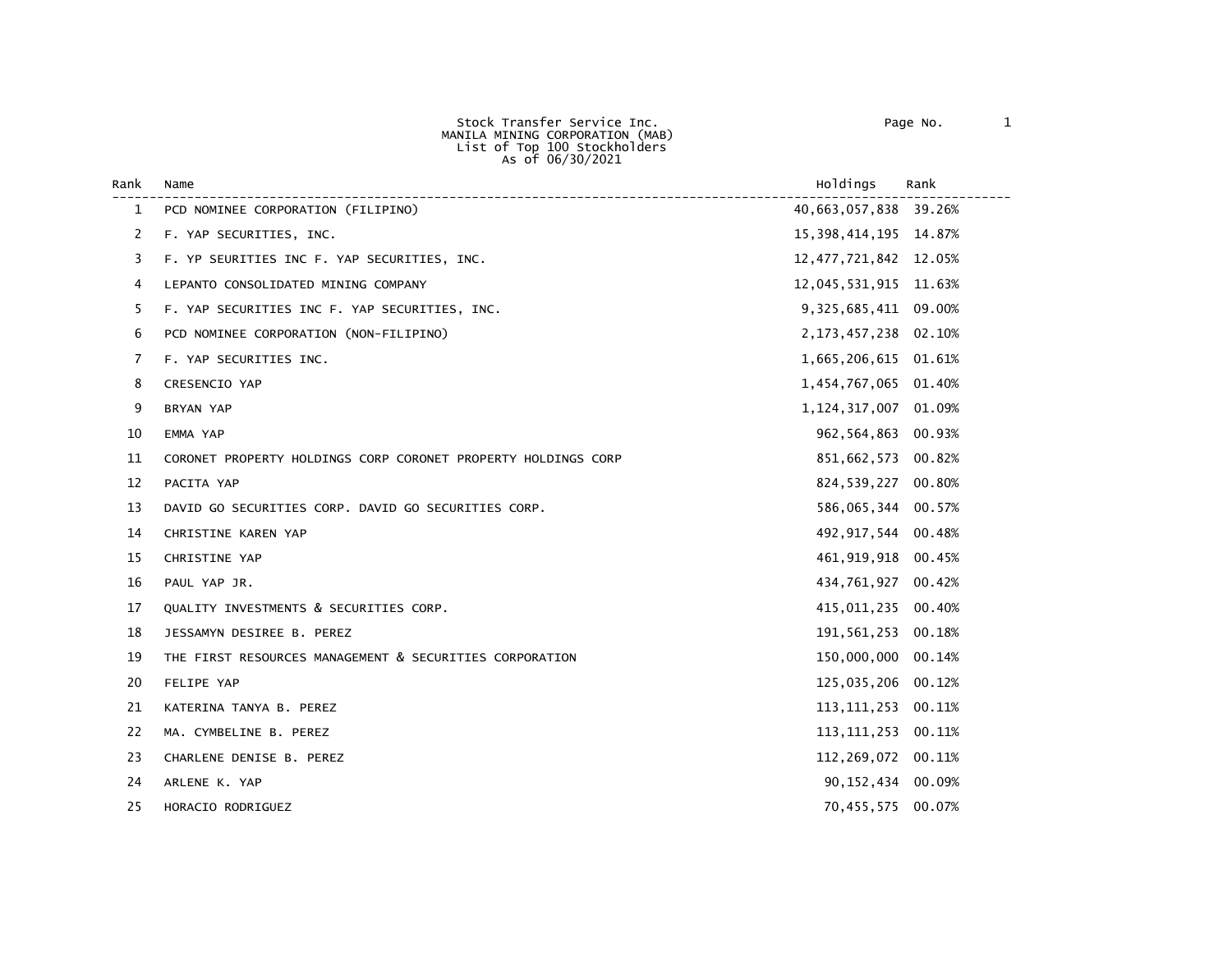Stock Transfer Service Inc.
MANILA MINING CORPORATION (MAB)
List of Top 100 Stockholders
As of 06/30/2021

| Rank | Name | Holdings | Rank |
|---|---|---|---|
| 1 | PCD NOMINEE CORPORATION (FILIPINO) | 40,663,057,838 | 39.26% |
| 2 | F. YAP SECURITIES, INC. | 15,398,414,195 | 14.87% |
| 3 | F. YP SEURITIES INC F. YAP SECURITIES, INC. | 12,477,721,842 | 12.05% |
| 4 | LEPANTO CONSOLIDATED MINING COMPANY | 12,045,531,915 | 11.63% |
| 5 | F. YAP SECURITIES INC F. YAP SECURITIES, INC. | 9,325,685,411 | 09.00% |
| 6 | PCD NOMINEE CORPORATION (NON-FILIPINO) | 2,173,457,238 | 02.10% |
| 7 | F. YAP SECURITIES INC. | 1,665,206,615 | 01.61% |
| 8 | CRESENCIO YAP | 1,454,767,065 | 01.40% |
| 9 | BRYAN YAP | 1,124,317,007 | 01.09% |
| 10 | EMMA YAP | 962,564,863 | 00.93% |
| 11 | CORONET PROPERTY HOLDINGS CORP CORONET PROPERTY HOLDINGS CORP | 851,662,573 | 00.82% |
| 12 | PACITA YAP | 824,539,227 | 00.80% |
| 13 | DAVID GO SECURITIES CORP. DAVID GO SECURITIES CORP. | 586,065,344 | 00.57% |
| 14 | CHRISTINE KAREN YAP | 492,917,544 | 00.48% |
| 15 | CHRISTINE YAP | 461,919,918 | 00.45% |
| 16 | PAUL YAP JR. | 434,761,927 | 00.42% |
| 17 | QUALITY INVESTMENTS & SECURITIES CORP. | 415,011,235 | 00.40% |
| 18 | JESSAMYN DESIREE B. PEREZ | 191,561,253 | 00.18% |
| 19 | THE FIRST RESOURCES MANAGEMENT & SECURITIES CORPORATION | 150,000,000 | 00.14% |
| 20 | FELIPE YAP | 125,035,206 | 00.12% |
| 21 | KATERINA TANYA B. PEREZ | 113,111,253 | 00.11% |
| 22 | MA. CYMBELINE B. PEREZ | 113,111,253 | 00.11% |
| 23 | CHARLENE DENISE B. PEREZ | 112,269,072 | 00.11% |
| 24 | ARLENE K. YAP | 90,152,434 | 00.09% |
| 25 | HORACIO RODRIGUEZ | 70,455,575 | 00.07% |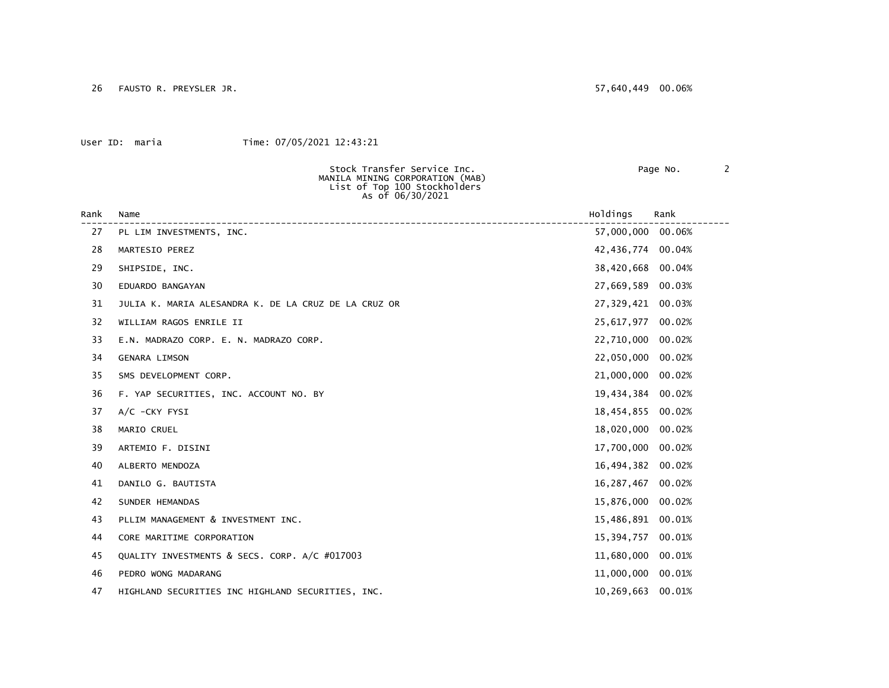| Rank | Name | Holdings | Rank |
|---|---|---|---|
| 26 | FAUSTO R. PREYSLER JR. | 57,640,449 | 00.06% |

User ID: maria Time: 07/05/2021 12:43:21

Stock Transfer Service Inc.
MANILA MINING CORPORATION (MAB)
List of Top 100 Stockholders
As of 06/30/2021

| Rank | Name | Holdings | Rank |
|---|---|---|---|
| 27 | PL LIM INVESTMENTS, INC. | 57,000,000 | 00.06% |
| 28 | MARTESIO PEREZ | 42,436,774 | 00.04% |
| 29 | SHIPSIDE, INC. | 38,420,668 | 00.04% |
| 30 | EDUARDO BANGAYAN | 27,669,589 | 00.03% |
| 31 | JULIA K. MARIA ALESANDRA K. DE LA CRUZ DE LA CRUZ OR | 27,329,421 | 00.03% |
| 32 | WILLIAM RAGOS ENRILE II | 25,617,977 | 00.02% |
| 33 | E.N. MADRAZO CORP. E. N. MADRAZO CORP. | 22,710,000 | 00.02% |
| 34 | GENARA LIMSON | 22,050,000 | 00.02% |
| 35 | SMS DEVELOPMENT CORP. | 21,000,000 | 00.02% |
| 36 | F. YAP SECURITIES, INC. ACCOUNT NO. BY | 19,434,384 | 00.02% |
| 37 | A/C -CKY FYSI | 18,454,855 | 00.02% |
| 38 | MARIO CRUEL | 18,020,000 | 00.02% |
| 39 | ARTEMIO F. DISINI | 17,700,000 | 00.02% |
| 40 | ALBERTO MENDOZA | 16,494,382 | 00.02% |
| 41 | DANILO G. BAUTISTA | 16,287,467 | 00.02% |
| 42 | SUNDER HEMANDAS | 15,876,000 | 00.02% |
| 43 | PLLIM MANAGEMENT & INVESTMENT INC. | 15,486,891 | 00.01% |
| 44 | CORE MARITIME CORPORATION | 15,394,757 | 00.01% |
| 45 | QUALITY INVESTMENTS & SECS. CORP. A/C #017003 | 11,680,000 | 00.01% |
| 46 | PEDRO WONG MADARANG | 11,000,000 | 00.01% |
| 47 | HIGHLAND SECURITIES INC HIGHLAND SECURITIES, INC. | 10,269,663 | 00.01% |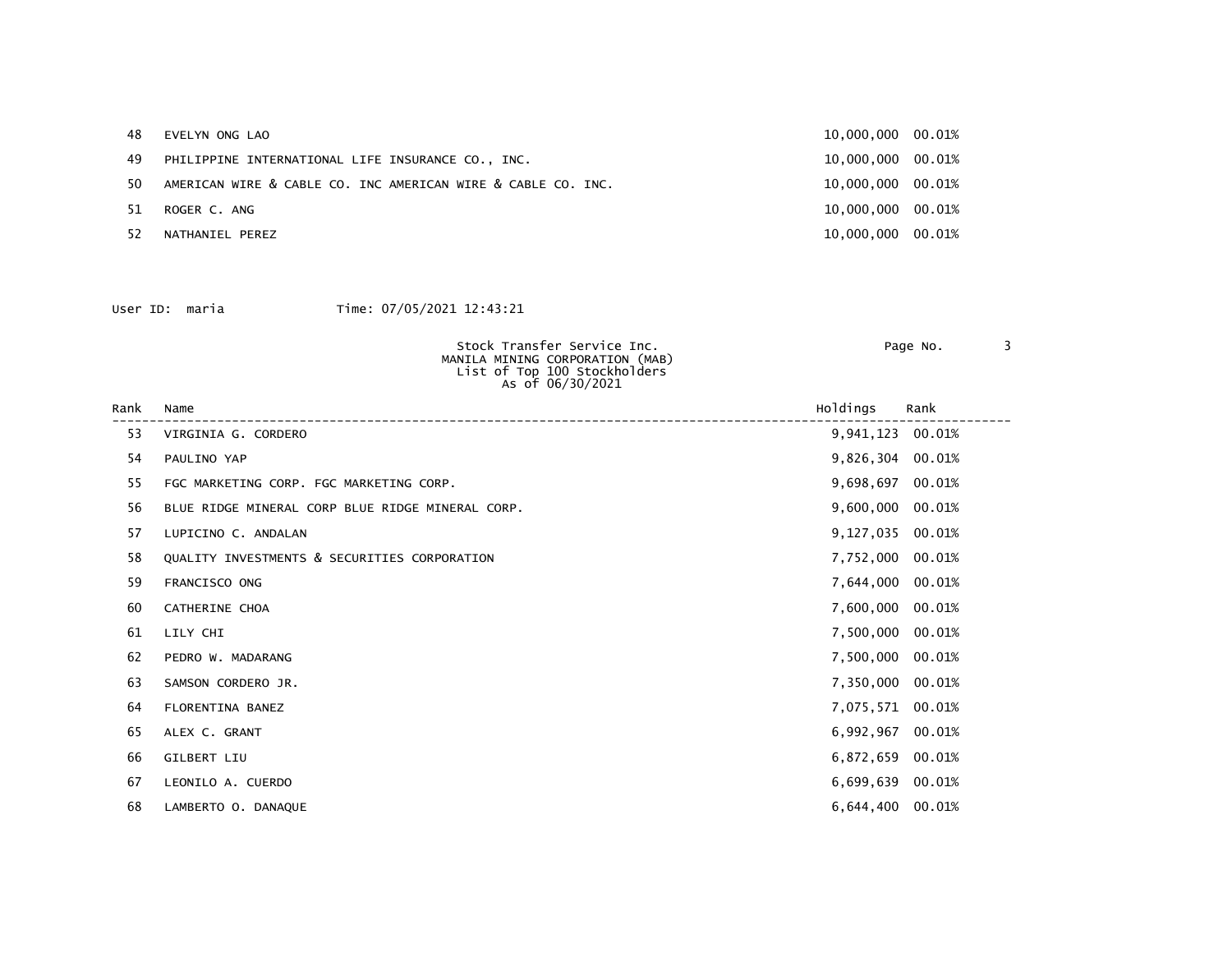| Rank | Name | Holdings | Rank |
|---|---|---|---|
| 48 | EVELYN ONG LAO | 10,000,000 | 00.01% |
| 49 | PHILIPPINE INTERNATIONAL LIFE INSURANCE CO., INC. | 10,000,000 | 00.01% |
| 50 | AMERICAN WIRE & CABLE CO. INC AMERICAN WIRE & CABLE CO. INC. | 10,000,000 | 00.01% |
| 51 | ROGER C. ANG | 10,000,000 | 00.01% |
| 52 | NATHANIEL PEREZ | 10,000,000 | 00.01% |

User ID: maria Time: 07/05/2021 12:43:21

Stock Transfer Service Inc.
MANILA MINING CORPORATION (MAB)
List of Top 100 Stockholders
As of 06/30/2021

| Rank | Name | Holdings | Rank |
|---|---|---|---|
| 53 | VIRGINIA G. CORDERO | 9,941,123 | 00.01% |
| 54 | PAULINO YAP | 9,826,304 | 00.01% |
| 55 | FGC MARKETING CORP. FGC MARKETING CORP. | 9,698,697 | 00.01% |
| 56 | BLUE RIDGE MINERAL CORP BLUE RIDGE MINERAL CORP. | 9,600,000 | 00.01% |
| 57 | LUPICINO C. ANDALAN | 9,127,035 | 00.01% |
| 58 | QUALITY INVESTMENTS & SECURITIES CORPORATION | 7,752,000 | 00.01% |
| 59 | FRANCISCO ONG | 7,644,000 | 00.01% |
| 60 | CATHERINE CHOA | 7,600,000 | 00.01% |
| 61 | LILY CHI | 7,500,000 | 00.01% |
| 62 | PEDRO W. MADARANG | 7,500,000 | 00.01% |
| 63 | SAMSON CORDERO JR. | 7,350,000 | 00.01% |
| 64 | FLORENTINA BANEZ | 7,075,571 | 00.01% |
| 65 | ALEX C. GRANT | 6,992,967 | 00.01% |
| 66 | GILBERT LIU | 6,872,659 | 00.01% |
| 67 | LEONILO A. CUERDO | 6,699,639 | 00.01% |
| 68 | LAMBERTO O. DANAQUE | 6,644,400 | 00.01% |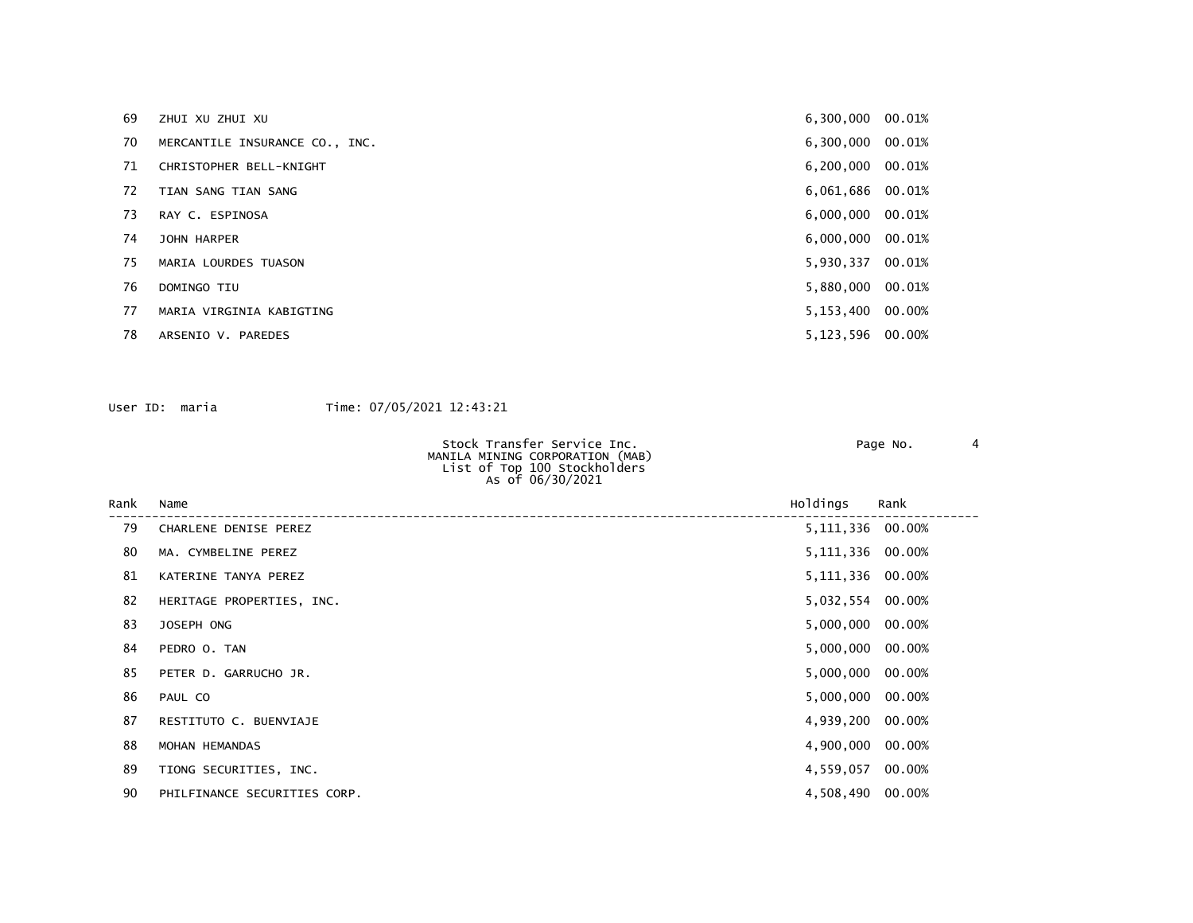| Rank | Name | Holdings | Rank |
|---|---|---|---|
| 69 | ZHUI XU ZHUI XU | 6,300,000 | 00.01% |
| 70 | MERCANTILE INSURANCE CO., INC. | 6,300,000 | 00.01% |
| 71 | CHRISTOPHER BELL-KNIGHT | 6,200,000 | 00.01% |
| 72 | TIAN SANG TIAN SANG | 6,061,686 | 00.01% |
| 73 | RAY C. ESPINOSA | 6,000,000 | 00.01% |
| 74 | JOHN HARPER | 6,000,000 | 00.01% |
| 75 | MARIA LOURDES TUASON | 5,930,337 | 00.01% |
| 76 | DOMINGO TIU | 5,880,000 | 00.01% |
| 77 | MARIA VIRGINIA KABIGTING | 5,153,400 | 00.00% |
| 78 | ARSENIO V. PAREDES | 5,123,596 | 00.00% |

User ID: maria Time: 07/05/2021 12:43:21

Stock Transfer Service Inc.
MANILA MINING CORPORATION (MAB)
List of Top 100 Stockholders
As of 06/30/2021

| Rank | Name | Holdings | Rank |
|---|---|---|---|
| 79 | CHARLENE DENISE PEREZ | 5,111,336 | 00.00% |
| 80 | MA. CYMBELINE PEREZ | 5,111,336 | 00.00% |
| 81 | KATERINE TANYA PEREZ | 5,111,336 | 00.00% |
| 82 | HERITAGE PROPERTIES, INC. | 5,032,554 | 00.00% |
| 83 | JOSEPH ONG | 5,000,000 | 00.00% |
| 84 | PEDRO O. TAN | 5,000,000 | 00.00% |
| 85 | PETER D. GARRUCHO JR. | 5,000,000 | 00.00% |
| 86 | PAUL CO | 5,000,000 | 00.00% |
| 87 | RESTITUTO C. BUENVIAJE | 4,939,200 | 00.00% |
| 88 | MOHAN HEMANDAS | 4,900,000 | 00.00% |
| 89 | TIONG SECURITIES, INC. | 4,559,057 | 00.00% |
| 90 | PHILFINANCE SECURITIES CORP. | 4,508,490 | 00.00% |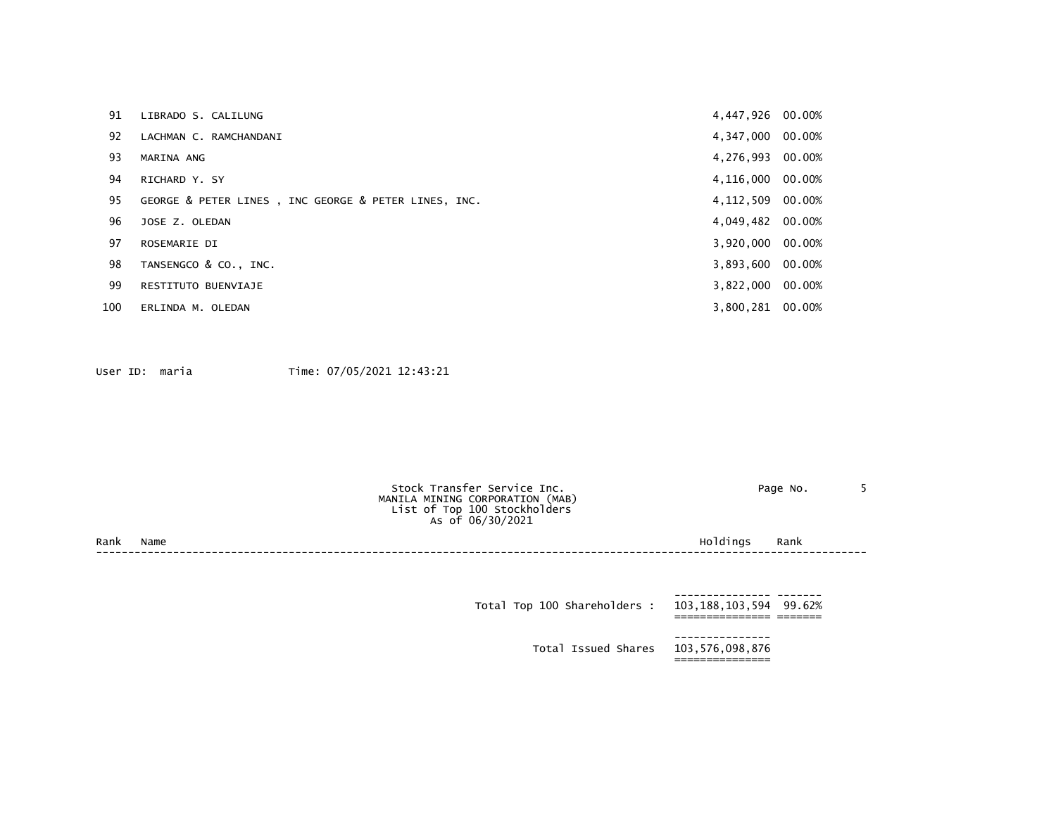| Rank | Name | Holdings | Rank |
|---|---|---|---|
| 91 | LIBRADO S. CALILUNG | 4,447,926 | 00.00% |
| 92 | LACHMAN C. RAMCHANDANI | 4,347,000 | 00.00% |
| 93 | MARINA ANG | 4,276,993 | 00.00% |
| 94 | RICHARD Y. SY | 4,116,000 | 00.00% |
| 95 | GEORGE & PETER LINES , INC GEORGE & PETER LINES, INC. | 4,112,509 | 00.00% |
| 96 | JOSE Z. OLEDAN | 4,049,482 | 00.00% |
| 97 | ROSEMARIE DI | 3,920,000 | 00.00% |
| 98 | TANSENGCO & CO., INC. | 3,893,600 | 00.00% |
| 99 | RESTITUTO BUENVIAJE | 3,822,000 | 00.00% |
| 100 | ERLINDA M. OLEDAN | 3,800,281 | 00.00% |

User ID: maria Time: 07/05/2021 12:43:21

Stock Transfer Service Inc.
MANILA MINING CORPORATION (MAB)
List of Top 100 Stockholders
As of 06/30/2021

| Rank | Name | Holdings | Rank |
|---|---|---|---|
| | Total Top 100 Shareholders : | 103,188,103,594 | 99.62% |
| | Total Issued Shares | 103,576,098,876 | |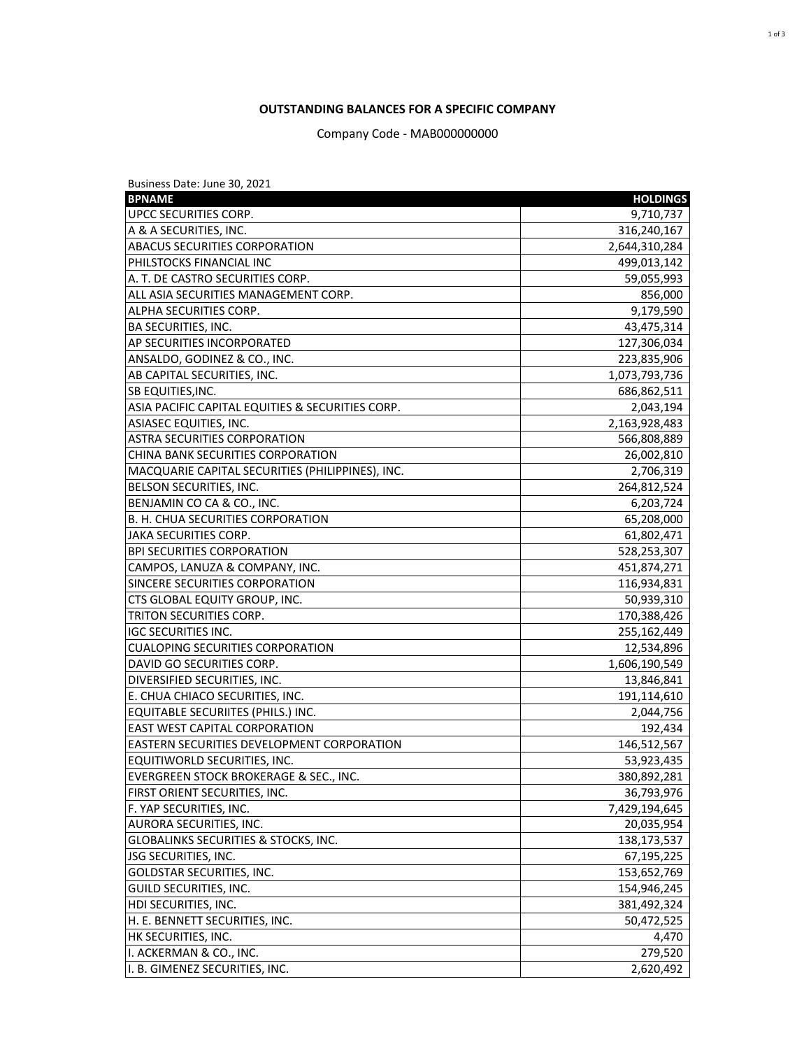**OUTSTANDING BALANCES FOR A SPECIFIC COMPANY**

Company Code - MAB000000000

Business Date: June 30, 2021

| BPNAME | HOLDINGS |
|---|---|
| UPCC SECURITIES CORP. | 9,710,737 |
| A & A SECURITIES, INC. | 316,240,167 |
| ABACUS SECURITIES CORPORATION | 2,644,310,284 |
| PHILSTOCKS FINANCIAL INC | 499,013,142 |
| A. T. DE CASTRO SECURITIES CORP. | 59,055,993 |
| ALL ASIA SECURITIES MANAGEMENT CORP. | 856,000 |
| ALPHA SECURITIES CORP. | 9,179,590 |
| BA SECURITIES, INC. | 43,475,314 |
| AP SECURITIES INCORPORATED | 127,306,034 |
| ANSALDO, GODINEZ & CO., INC. | 223,835,906 |
| AB CAPITAL SECURITIES, INC. | 1,073,793,736 |
| SB EQUITIES,INC. | 686,862,511 |
| ASIA PACIFIC CAPITAL EQUITIES & SECURITIES CORP. | 2,043,194 |
| ASIASEC EQUITIES, INC. | 2,163,928,483 |
| ASTRA SECURITIES CORPORATION | 566,808,889 |
| CHINA BANK SECURITIES CORPORATION | 26,002,810 |
| MACQUARIE CAPITAL SECURITIES (PHILIPPINES), INC. | 2,706,319 |
| BELSON SECURITIES, INC. | 264,812,524 |
| BENJAMIN CO CA & CO., INC. | 6,203,724 |
| B. H. CHUA SECURITIES CORPORATION | 65,208,000 |
| JAKA SECURITIES CORP. | 61,802,471 |
| BPI SECURITIES CORPORATION | 528,253,307 |
| CAMPOS, LANUZA & COMPANY, INC. | 451,874,271 |
| SINCERE SECURITIES CORPORATION | 116,934,831 |
| CTS GLOBAL EQUITY GROUP, INC. | 50,939,310 |
| TRITON SECURITIES CORP. | 170,388,426 |
| IGC SECURITIES INC. | 255,162,449 |
| CUALOPING SECURITIES CORPORATION | 12,534,896 |
| DAVID GO SECURITIES CORP. | 1,606,190,549 |
| DIVERSIFIED SECURITIES, INC. | 13,846,841 |
| E. CHUA CHIACO SECURITIES, INC. | 191,114,610 |
| EQUITABLE SECURIITES (PHILS.) INC. | 2,044,756 |
| EAST WEST CAPITAL CORPORATION | 192,434 |
| EASTERN SECURITIES DEVELOPMENT CORPORATION | 146,512,567 |
| EQUITIWORLD SECURITIES, INC. | 53,923,435 |
| EVERGREEN STOCK BROKERAGE & SEC., INC. | 380,892,281 |
| FIRST ORIENT SECURITIES, INC. | 36,793,976 |
| F. YAP SECURITIES, INC. | 7,429,194,645 |
| AURORA SECURITIES, INC. | 20,035,954 |
| GLOBALINKS SECURITIES & STOCKS, INC. | 138,173,537 |
| JSG SECURITIES, INC. | 67,195,225 |
| GOLDSTAR SECURITIES, INC. | 153,652,769 |
| GUILD SECURITIES, INC. | 154,946,245 |
| HDI SECURITIES, INC. | 381,492,324 |
| H. E. BENNETT SECURITIES, INC. | 50,472,525 |
| HK SECURITIES, INC. | 4,470 |
| I. ACKERMAN & CO., INC. | 279,520 |
| I. B. GIMENEZ SECURITIES, INC. | 2,620,492 |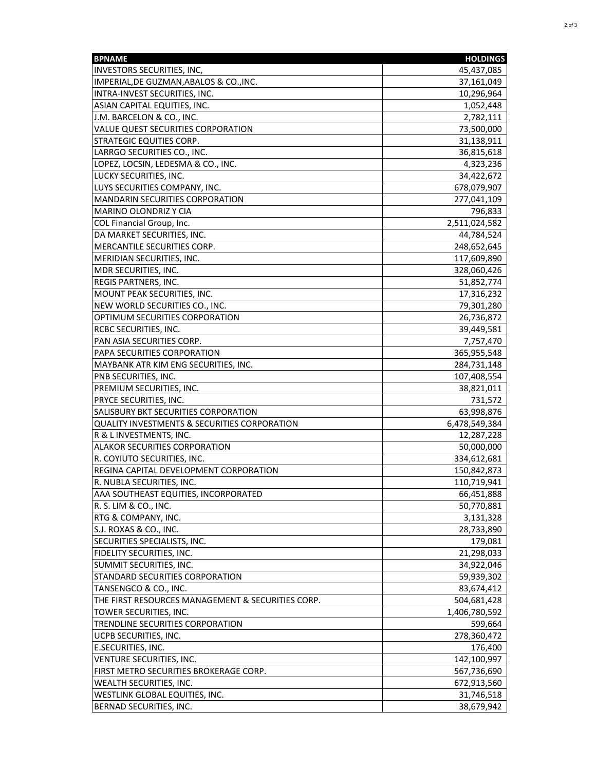| BPNAME | HOLDINGS |
| --- | ---: |
| INVESTORS SECURITIES, INC, | 45,437,085 |
| IMPERIAL,DE GUZMAN,ABALOS & CO.,INC. | 37,161,049 |
| INTRA-INVEST SECURITIES, INC. | 10,296,964 |
| ASIAN CAPITAL EQUITIES, INC. | 1,052,448 |
| J.M. BARCELON & CO., INC. | 2,782,111 |
| VALUE QUEST SECURITIES CORPORATION | 73,500,000 |
| STRATEGIC EQUITIES CORP. | 31,138,911 |
| LARRGO SECURITIES CO., INC. | 36,815,618 |
| LOPEZ, LOCSIN, LEDESMA & CO., INC. | 4,323,236 |
| LUCKY SECURITIES, INC. | 34,422,672 |
| LUYS SECURITIES COMPANY, INC. | 678,079,907 |
| MANDARIN SECURITIES CORPORATION | 277,041,109 |
| MARINO OLONDRIZ Y CIA | 796,833 |
| COL Financial Group, Inc. | 2,511,024,582 |
| DA MARKET SECURITIES, INC. | 44,784,524 |
| MERCANTILE SECURITIES CORP. | 248,652,645 |
| MERIDIAN SECURITIES, INC. | 117,609,890 |
| MDR SECURITIES, INC. | 328,060,426 |
| REGIS PARTNERS, INC. | 51,852,774 |
| MOUNT PEAK SECURITIES, INC. | 17,316,232 |
| NEW WORLD SECURITIES CO., INC. | 79,301,280 |
| OPTIMUM SECURITIES CORPORATION | 26,736,872 |
| RCBC SECURITIES, INC. | 39,449,581 |
| PAN ASIA SECURITIES CORP. | 7,757,470 |
| PAPA SECURITIES CORPORATION | 365,955,548 |
| MAYBANK ATR KIM ENG SECURITIES, INC. | 284,731,148 |
| PNB SECURITIES, INC. | 107,408,554 |
| PREMIUM SECURITIES, INC. | 38,821,011 |
| PRYCE SECURITIES, INC. | 731,572 |
| SALISBURY BKT SECURITIES CORPORATION | 63,998,876 |
| QUALITY INVESTMENTS & SECURITIES CORPORATION | 6,478,549,384 |
| R & L INVESTMENTS, INC. | 12,287,228 |
| ALAKOR SECURITIES CORPORATION | 50,000,000 |
| R. COYIUTO SECURITIES, INC. | 334,612,681 |
| REGINA CAPITAL DEVELOPMENT CORPORATION | 150,842,873 |
| R. NUBLA SECURITIES, INC. | 110,719,941 |
| AAA SOUTHEAST EQUITIES, INCORPORATED | 66,451,888 |
| R. S. LIM & CO., INC. | 50,770,881 |
| RTG & COMPANY, INC. | 3,131,328 |
| S.J. ROXAS & CO., INC. | 28,733,890 |
| SECURITIES SPECIALISTS, INC. | 179,081 |
| FIDELITY SECURITIES, INC. | 21,298,033 |
| SUMMIT SECURITIES, INC. | 34,922,046 |
| STANDARD SECURITIES CORPORATION | 59,939,302 |
| TANSENGCO & CO., INC. | 83,674,412 |
| THE FIRST RESOURCES MANAGEMENT & SECURITIES CORP. | 504,681,428 |
| TOWER SECURITIES, INC. | 1,406,780,592 |
| TRENDLINE SECURITIES CORPORATION | 599,664 |
| UCPB SECURITIES, INC. | 278,360,472 |
| E.SECURITIES, INC. | 176,400 |
| VENTURE SECURITIES, INC. | 142,100,997 |
| FIRST METRO SECURITIES BROKERAGE CORP. | 567,736,690 |
| WEALTH SECURITIES, INC. | 672,913,560 |
| WESTLINK GLOBAL EQUITIES, INC. | 31,746,518 |
| BERNAD SECURITIES, INC. | 38,679,942 |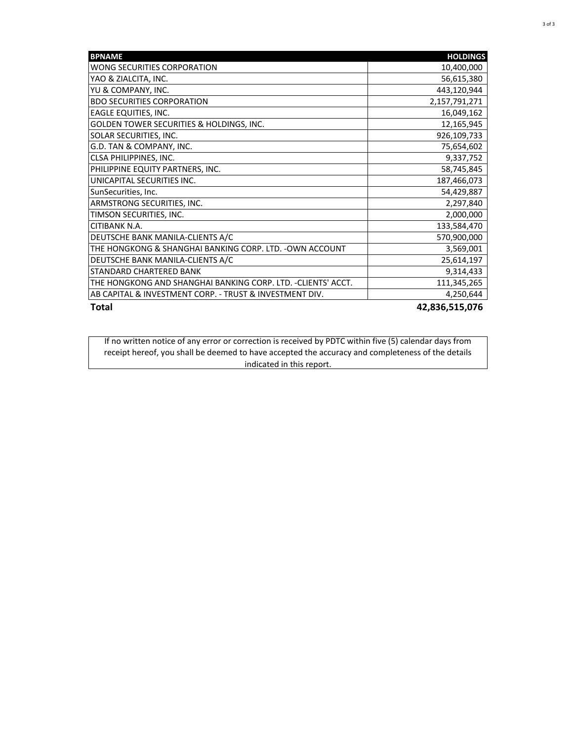| BPNAME | HOLDINGS |
| --- | --- |
| WONG SECURITIES CORPORATION | 10,400,000 |
| YAO & ZIALCITA, INC. | 56,615,380 |
| YU & COMPANY, INC. | 443,120,944 |
| BDO SECURITIES CORPORATION | 2,157,791,271 |
| EAGLE EQUITIES, INC. | 16,049,162 |
| GOLDEN TOWER SECURITIES & HOLDINGS, INC. | 12,165,945 |
| SOLAR SECURITIES, INC. | 926,109,733 |
| G.D. TAN & COMPANY, INC. | 75,654,602 |
| CLSA PHILIPPINES, INC. | 9,337,752 |
| PHILIPPINE EQUITY PARTNERS, INC. | 58,745,845 |
| UNICAPITAL SECURITIES INC. | 187,466,073 |
| SunSecurities, Inc. | 54,429,887 |
| ARMSTRONG SECURITIES, INC. | 2,297,840 |
| TIMSON SECURITIES, INC. | 2,000,000 |
| CITIBANK N.A. | 133,584,470 |
| DEUTSCHE BANK MANILA-CLIENTS A/C | 570,900,000 |
| THE HONGKONG & SHANGHAI BANKING CORP. LTD. -OWN ACCOUNT | 3,569,001 |
| DEUTSCHE BANK MANILA-CLIENTS A/C | 25,614,197 |
| STANDARD CHARTERED BANK | 9,314,433 |
| THE HONGKONG AND SHANGHAI BANKING CORP. LTD. -CLIENTS' ACCT. | 111,345,265 |
| AB CAPITAL & INVESTMENT CORP. - TRUST & INVESTMENT DIV. | 4,250,644 |
| **Total** | **42,836,515,076** |

If no written notice of any error or correction is received by PDTC within five (5) calendar days from receipt hereof, you shall be deemed to have accepted the accuracy and completeness of the details indicated in this report.